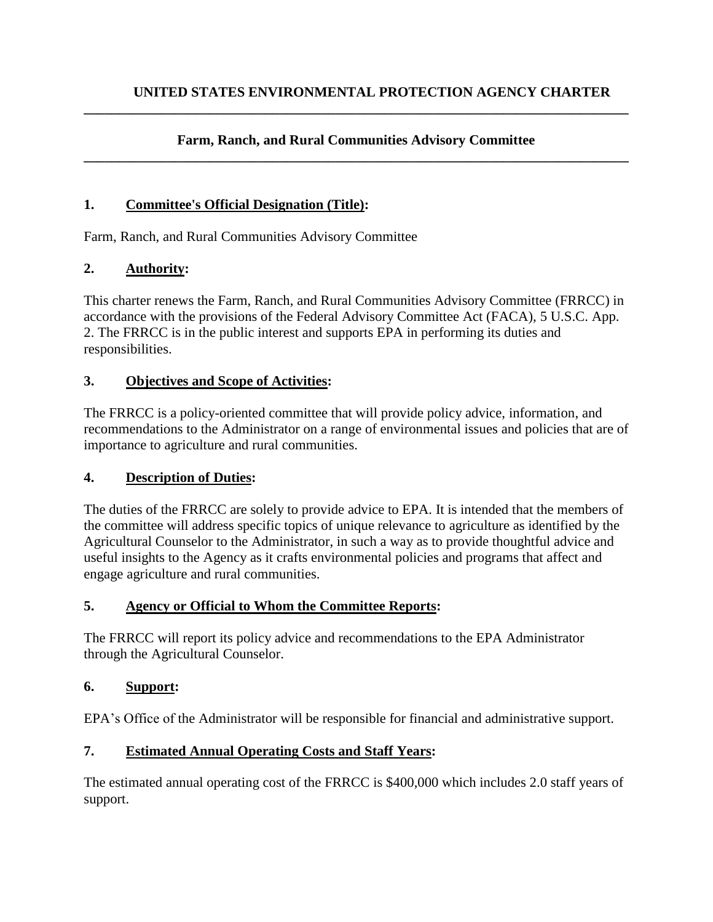# UNITED STATES ENVIRONMENTAL PROTECTION AGENCY CHARTER

## Farm, Ranch, and Rural Communities Advisory Committee

### 1. Committee's Official Designation (Title):

Farm, Ranch, and Rural Communities Advisory Committee

### 2. Authority:

This charter renews the Farm, Ranch, and Rural Communities Advisory Committee (FRRCC) in accordance with the provisions of the Federal Advisory Committee Act (FACA), 5 U.S.C. App. 2. The FRRCC is in the public interest and supports EPA in performing its duties and responsibilities.

### 3. Objectives and Scope of Activities:

The FRRCC is a policy-oriented committee that will provide policy advice, information, and recommendations to the Administrator on a range of environmental issues and policies that are of importance to agriculture and rural communities.

### 4. Description of Duties:

The duties of the FRRCC are solely to provide advice to EPA. It is intended that the members of the committee will address specific topics of unique relevance to agriculture as identified by the Agricultural Counselor to the Administrator, in such a way as to provide thoughtful advice and useful insights to the Agency as it crafts environmental policies and programs that affect and engage agriculture and rural communities.

### 5. Agency or Official to Whom the Committee Reports:

The FRRCC will report its policy advice and recommendations to the EPA Administrator through the Agricultural Counselor.

### 6. Support:

EPA's Office of the Administrator will be responsible for financial and administrative support.

### 7. Estimated Annual Operating Costs and Staff Years:

The estimated annual operating cost of the FRRCC is $400,000 which includes 2.0 staff years of support.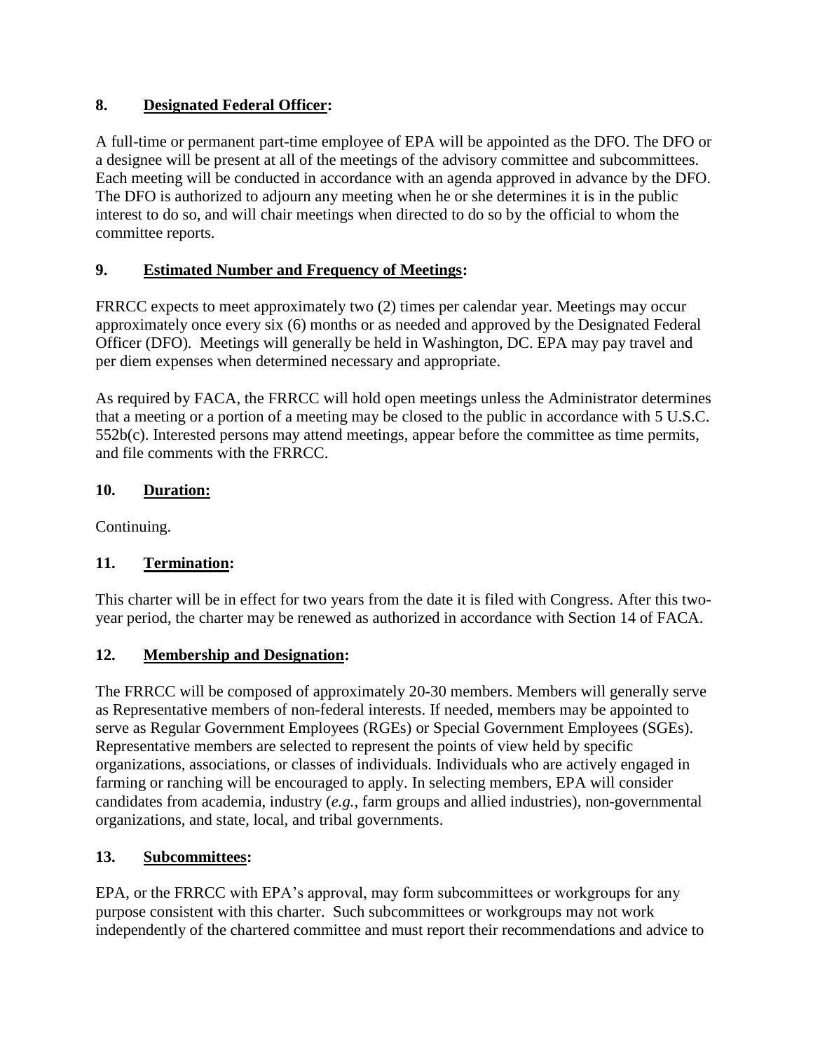## 8. Designated Federal Officer:

A full-time or permanent part-time employee of EPA will be appointed as the DFO. The DFO or a designee will be present at all of the meetings of the advisory committee and subcommittees. Each meeting will be conducted in accordance with an agenda approved in advance by the DFO. The DFO is authorized to adjourn any meeting when he or she determines it is in the public interest to do so, and will chair meetings when directed to do so by the official to whom the committee reports.

## 9. Estimated Number and Frequency of Meetings:

FRRCC expects to meet approximately two (2) times per calendar year. Meetings may occur approximately once every six (6) months or as needed and approved by the Designated Federal Officer (DFO). Meetings will generally be held in Washington, DC. EPA may pay travel and per diem expenses when determined necessary and appropriate.

As required by FACA, the FRRCC will hold open meetings unless the Administrator determines that a meeting or a portion of a meeting may be closed to the public in accordance with 5 U.S.C. 552b(c). Interested persons may attend meetings, appear before the committee as time permits, and file comments with the FRRCC.

## 10. Duration:

Continuing.

## 11. Termination:

This charter will be in effect for two years from the date it is filed with Congress. After this two-year period, the charter may be renewed as authorized in accordance with Section 14 of FACA.

## 12. Membership and Designation:

The FRRCC will be composed of approximately 20-30 members. Members will generally serve as Representative members of non-federal interests. If needed, members may be appointed to serve as Regular Government Employees (RGEs) or Special Government Employees (SGEs). Representative members are selected to represent the points of view held by specific organizations, associations, or classes of individuals. Individuals who are actively engaged in farming or ranching will be encouraged to apply. In selecting members, EPA will consider candidates from academia, industry (*e.g.*, farm groups and allied industries), non-governmental organizations, and state, local, and tribal governments.

## 13. Subcommittees:

EPA, or the FRRCC with EPA's approval, may form subcommittees or workgroups for any purpose consistent with this charter. Such subcommittees or workgroups may not work independently of the chartered committee and must report their recommendations and advice to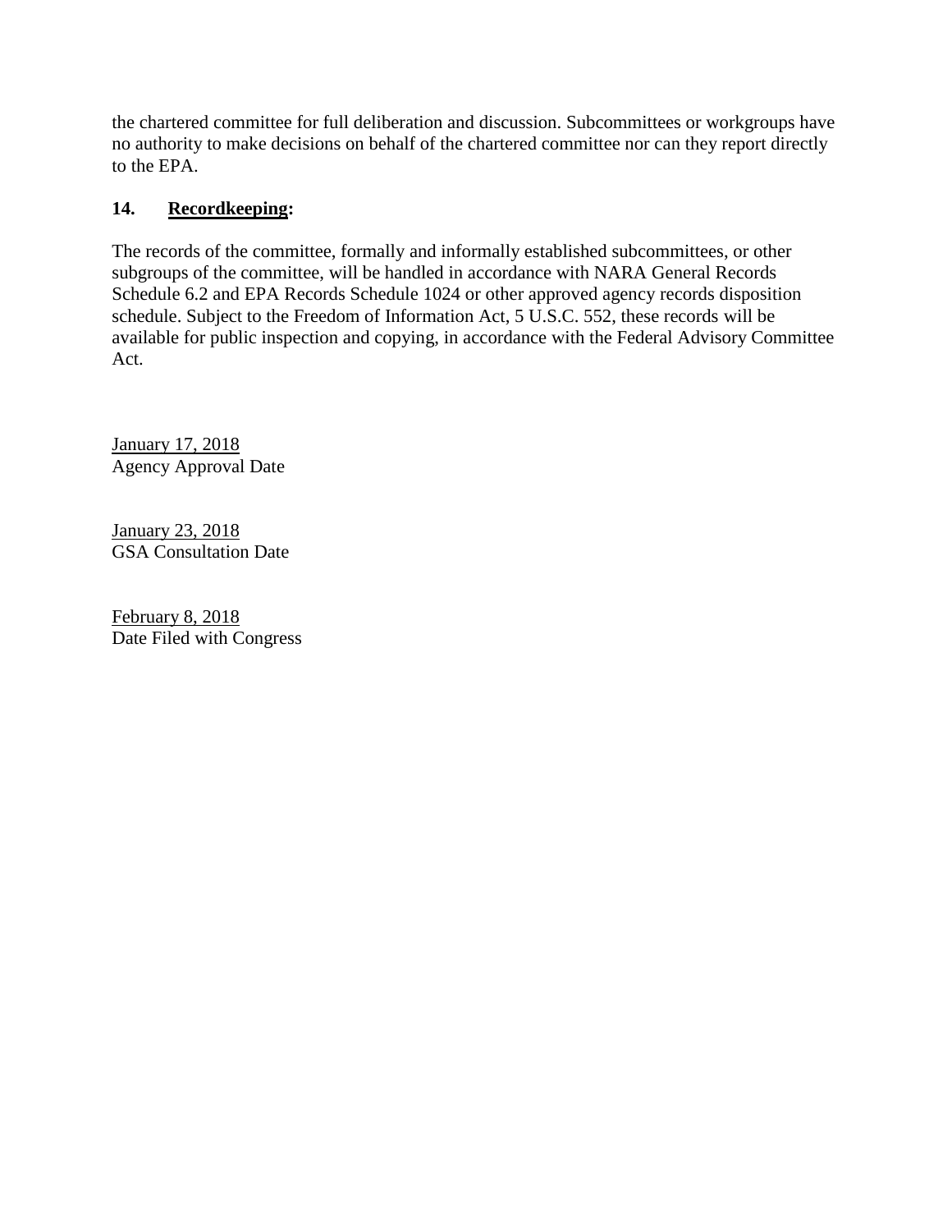the chartered committee for full deliberation and discussion. Subcommittees or workgroups have no authority to make decisions on behalf of the chartered committee nor can they report directly to the EPA.

**14. Recordkeeping:**

The records of the committee, formally and informally established subcommittees, or other subgroups of the committee, will be handled in accordance with NARA General Records Schedule 6.2 and EPA Records Schedule 1024 or other approved agency records disposition schedule. Subject to the Freedom of Information Act, 5 U.S.C. 552, these records will be available for public inspection and copying, in accordance with the Federal Advisory Committee Act.

January 17, 2018
Agency Approval Date

January 23, 2018
GSA Consultation Date

February 8, 2018
Date Filed with Congress